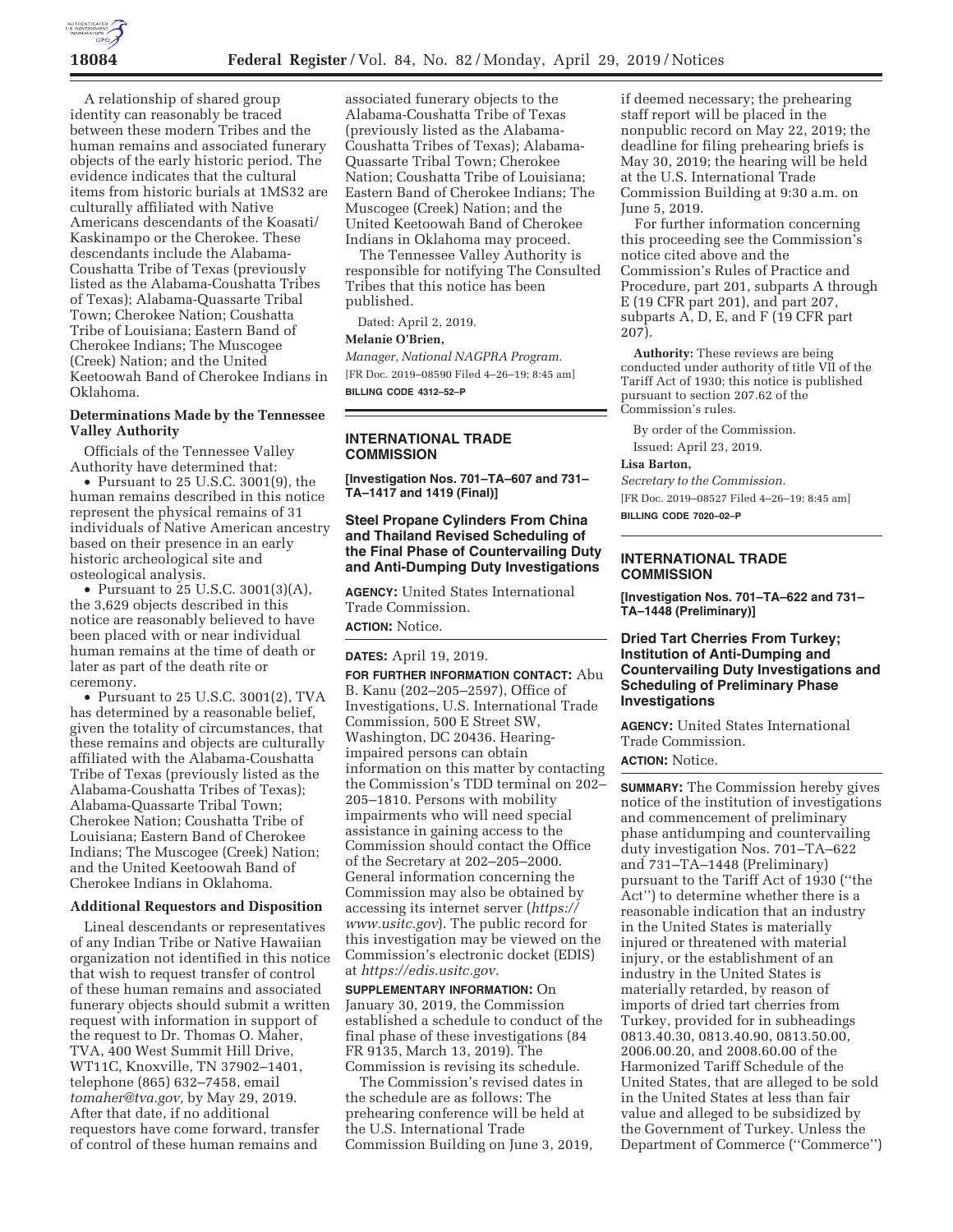A relationship of shared group identity can reasonably be traced between these modern Tribes and the human remains and associated funerary objects of the early historic period. The evidence indicates that the cultural items from historic burials at 1MS32 are culturally affiliated with Native Americans descendants of the Koasati/Kaskinampo or the Cherokee. These descendants include the Alabama-Coushatta Tribe of Texas (previously listed as the Alabama-Coushatta Tribes of Texas); Alabama-Quassarte Tribal Town; Cherokee Nation; Coushatta Tribe of Louisiana; Eastern Band of Cherokee Indians; The Muscogee (Creek) Nation; and the United Keetoowah Band of Cherokee Indians in Oklahoma.

### Determinations Made by the Tennessee Valley Authority

Officials of the Tennessee Valley Authority have determined that:

- Pursuant to 25 U.S.C. 3001(9), the human remains described in this notice represent the physical remains of 31 individuals of Native American ancestry based on their presence in an early historic archeological site and osteological analysis.
- Pursuant to 25 U.S.C. 3001(3)(A), the 3,629 objects described in this notice are reasonably believed to have been placed with or near individual human remains at the time of death or later as part of the death rite or ceremony.
- Pursuant to 25 U.S.C. 3001(2), TVA has determined by a reasonable belief, given the totality of circumstances, that these remains and objects are culturally affiliated with the Alabama-Coushatta Tribe of Texas (previously listed as the Alabama-Coushatta Tribes of Texas); Alabama-Quassarte Tribal Town; Cherokee Nation; Coushatta Tribe of Louisiana; Eastern Band of Cherokee Indians; The Muscogee (Creek) Nation; and the United Keetoowah Band of Cherokee Indians in Oklahoma.

### Additional Requestors and Disposition

Lineal descendants or representatives of any Indian Tribe or Native Hawaiian organization not identified in this notice that wish to request transfer of control of these human remains and associated funerary objects should submit a written request with information in support of the request to Dr. Thomas O. Maher, TVA, 400 West Summit Hill Drive, WT11C, Knoxville, TN 37902–1401, telephone (865) 632–7458, email *tomaher@tva.gov,* by May 29, 2019. After that date, if no additional requestors have come forward, transfer of control of these human remains and associated funerary objects to the Alabama-Coushatta Tribe of Texas (previously listed as the Alabama-Coushatta Tribes of Texas); Alabama-Quassarte Tribal Town; Cherokee Nation; Coushatta Tribe of Louisiana; Eastern Band of Cherokee Indians; The Muscogee (Creek) Nation; and the United Keetoowah Band of Cherokee Indians in Oklahoma may proceed.

The Tennessee Valley Authority is responsible for notifying The Consulted Tribes that this notice has been published.

Dated: April 2, 2019.

**Melanie O'Brien,**

*Manager, National NAGPRA Program.*

[FR Doc. 2019–08590 Filed 4–26–19; 8:45 am]

**BILLING CODE 4312–52–P**

---

## INTERNATIONAL TRADE COMMISSION

**[Investigation Nos. 701–TA–607 and 731–TA–1417 and 1419 (Final)]**

### Steel Propane Cylinders From China and Thailand Revised Scheduling of the Final Phase of Countervailing Duty and Anti-Dumping Duty Investigations

**AGENCY:** United States International Trade Commission.

**ACTION:** Notice.

**DATES:** April 19, 2019.

**FOR FURTHER INFORMATION CONTACT:** Abu B. Kanu (202–205–2597), Office of Investigations, U.S. International Trade Commission, 500 E Street SW, Washington, DC 20436. Hearing-impaired persons can obtain information on this matter by contacting the Commission's TDD terminal on 202–205–1810. Persons with mobility impairments who will need special assistance in gaining access to the Commission should contact the Office of the Secretary at 202–205–2000. General information concerning the Commission may also be obtained by accessing its internet server (*https://www.usitc.gov*). The public record for this investigation may be viewed on the Commission's electronic docket (EDIS) at *https://edis.usitc.gov.*

**SUPPLEMENTARY INFORMATION:** On January 30, 2019, the Commission established a schedule to conduct of the final phase of these investigations (84 FR 9135, March 13, 2019). The Commission is revising its schedule.

The Commission's revised dates in the schedule are as follows: The prehearing conference will be held at the U.S. International Trade Commission Building on June 3, 2019, if deemed necessary; the prehearing staff report will be placed in the nonpublic record on May 22, 2019; the deadline for filing prehearing briefs is May 30, 2019; the hearing will be held at the U.S. International Trade Commission Building at 9:30 a.m. on June 5, 2019.

For further information concerning this proceeding see the Commission's notice cited above and the Commission's Rules of Practice and Procedure, part 201, subparts A through E (19 CFR part 201), and part 207, subparts A, D, E, and F (19 CFR part 207).

**Authority:** These reviews are being conducted under authority of title VII of the Tariff Act of 1930; this notice is published pursuant to section 207.62 of the Commission's rules.

By order of the Commission.

Issued: April 23, 2019.

**Lisa Barton,**

*Secretary to the Commission.*

[FR Doc. 2019–08527 Filed 4–26–19; 8:45 am]

**BILLING CODE 7020–02–P**

---

## INTERNATIONAL TRADE COMMISSION

**[Investigation Nos. 701–TA–622 and 731–TA–1448 (Preliminary)]**

### Dried Tart Cherries From Turkey; Institution of Anti-Dumping and Countervailing Duty Investigations and Scheduling of Preliminary Phase Investigations

**AGENCY:** United States International Trade Commission.

**ACTION:** Notice.

**SUMMARY:** The Commission hereby gives notice of the institution of investigations and commencement of preliminary phase antidumping and countervailing duty investigation Nos. 701–TA–622 and 731–TA–1448 (Preliminary) pursuant to the Tariff Act of 1930 (''the Act'') to determine whether there is a reasonable indication that an industry in the United States is materially injured or threatened with material injury, or the establishment of an industry in the United States is materially retarded, by reason of imports of dried tart cherries from Turkey, provided for in subheadings 0813.40.30, 0813.40.90, 0813.50.00, 2006.00.20, and 2008.60.00 of the Harmonized Tariff Schedule of the United States, that are alleged to be sold in the United States at less than fair value and alleged to be subsidized by the Government of Turkey. Unless the Department of Commerce (''Commerce'')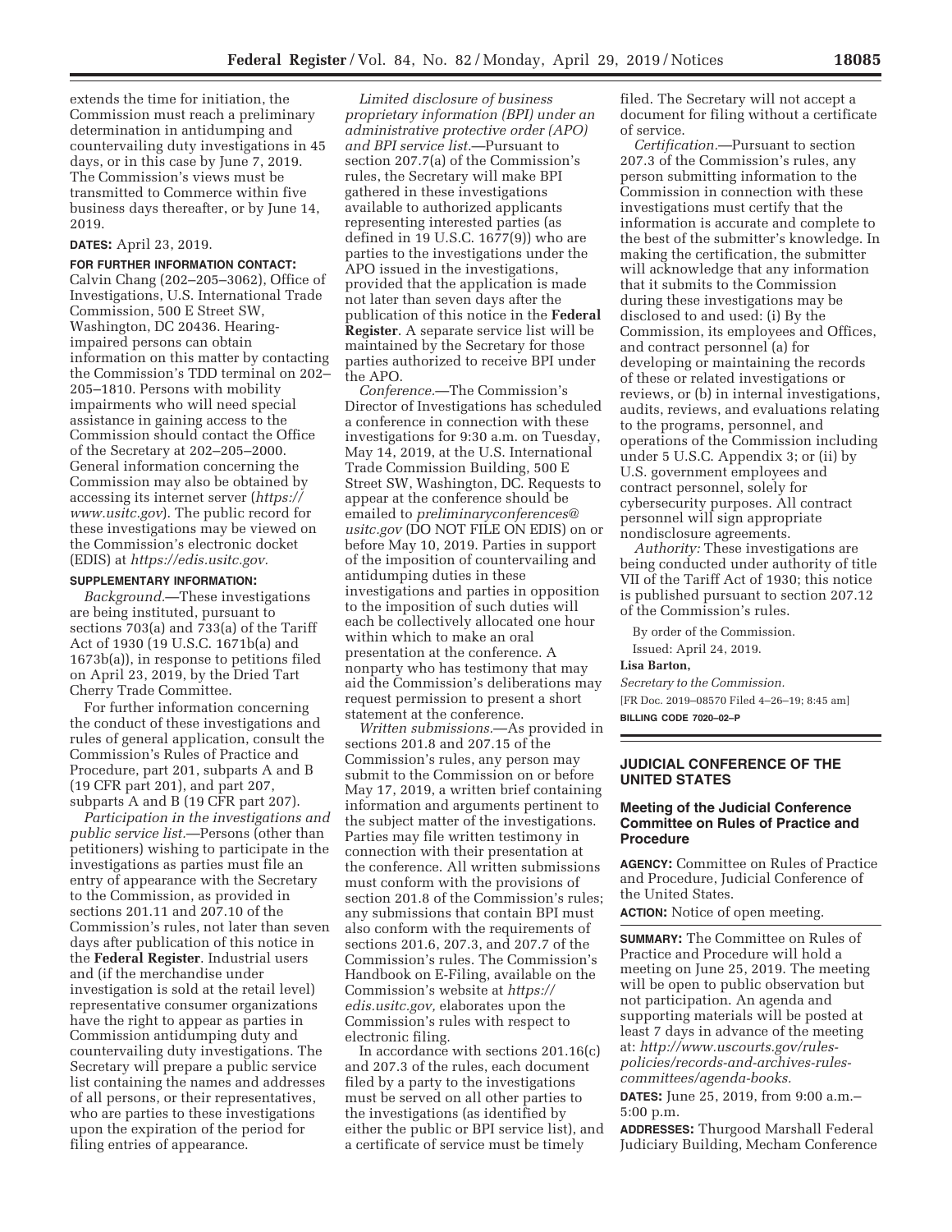extends the time for initiation, the Commission must reach a preliminary determination in antidumping and countervailing duty investigations in 45 days, or in this case by June 7, 2019. The Commission's views must be transmitted to Commerce within five business days thereafter, or by June 14, 2019.

**DATES:** April 23, 2019.

**FOR FURTHER INFORMATION CONTACT:** Calvin Chang (202–205–3062), Office of Investigations, U.S. International Trade Commission, 500 E Street SW, Washington, DC 20436. Hearing-impaired persons can obtain information on this matter by contacting the Commission's TDD terminal on 202–205–1810. Persons with mobility impairments who will need special assistance in gaining access to the Commission should contact the Office of the Secretary at 202–205–2000. General information concerning the Commission may also be obtained by accessing its internet server (*https://www.usitc.gov*). The public record for these investigations may be viewed on the Commission's electronic docket (EDIS) at *https://edis.usitc.gov.*

**SUPPLEMENTARY INFORMATION:**

*Background.*—These investigations are being instituted, pursuant to sections 703(a) and 733(a) of the Tariff Act of 1930 (19 U.S.C. 1671b(a) and 1673b(a)), in response to petitions filed on April 23, 2019, by the Dried Tart Cherry Trade Committee.

For further information concerning the conduct of these investigations and rules of general application, consult the Commission's Rules of Practice and Procedure, part 201, subparts A and B (19 CFR part 201), and part 207, subparts A and B (19 CFR part 207).

*Participation in the investigations and public service list.*—Persons (other than petitioners) wishing to participate in the investigations as parties must file an entry of appearance with the Secretary to the Commission, as provided in sections 201.11 and 207.10 of the Commission's rules, not later than seven days after publication of this notice in the **Federal Register**. Industrial users and (if the merchandise under investigation is sold at the retail level) representative consumer organizations have the right to appear as parties in Commission antidumping duty and countervailing duty investigations. The Secretary will prepare a public service list containing the names and addresses of all persons, or their representatives, who are parties to these investigations upon the expiration of the period for filing entries of appearance.

*Limited disclosure of business proprietary information (BPI) under an administrative protective order (APO) and BPI service list.*—Pursuant to section 207.7(a) of the Commission's rules, the Secretary will make BPI gathered in these investigations available to authorized applicants representing interested parties (as defined in 19 U.S.C. 1677(9)) who are parties to the investigations under the APO issued in the investigations, provided that the application is made not later than seven days after the publication of this notice in the **Federal Register**. A separate service list will be maintained by the Secretary for those parties authorized to receive BPI under the APO.

*Conference.*—The Commission's Director of Investigations has scheduled a conference in connection with these investigations for 9:30 a.m. on Tuesday, May 14, 2019, at the U.S. International Trade Commission Building, 500 E Street SW, Washington, DC. Requests to appear at the conference should be emailed to *preliminaryconferences@usitc.gov* (DO NOT FILE ON EDIS) on or before May 10, 2019. Parties in support of the imposition of countervailing and antidumping duties in these investigations and parties in opposition to the imposition of such duties will each be collectively allocated one hour within which to make an oral presentation at the conference. A nonparty who has testimony that may aid the Commission's deliberations may request permission to present a short statement at the conference.

*Written submissions.*—As provided in sections 201.8 and 207.15 of the Commission's rules, any person may submit to the Commission on or before May 17, 2019, a written brief containing information and arguments pertinent to the subject matter of the investigations. Parties may file written testimony in connection with their presentation at the conference. All written submissions must conform with the provisions of section 201.8 of the Commission's rules; any submissions that contain BPI must also conform with the requirements of sections 201.6, 207.3, and 207.7 of the Commission's rules. The Commission's Handbook on E-Filing, available on the Commission's website at *https://edis.usitc.gov,* elaborates upon the Commission's rules with respect to electronic filing.

In accordance with sections 201.16(c) and 207.3 of the rules, each document filed by a party to the investigations must be served on all other parties to the investigations (as identified by either the public or BPI service list), and a certificate of service must be timely filed. The Secretary will not accept a document for filing without a certificate of service.

*Certification.*—Pursuant to section 207.3 of the Commission's rules, any person submitting information to the Commission in connection with these investigations must certify that the information is accurate and complete to the best of the submitter's knowledge. In making the certification, the submitter will acknowledge that any information that it submits to the Commission during these investigations may be disclosed to and used: (i) By the Commission, its employees and Offices, and contract personnel (a) for developing or maintaining the records of these or related investigations or reviews, or (b) in internal investigations, audits, reviews, and evaluations relating to the programs, personnel, and operations of the Commission including under 5 U.S.C. Appendix 3; or (ii) by U.S. government employees and contract personnel, solely for cybersecurity purposes. All contract personnel will sign appropriate nondisclosure agreements.

*Authority:* These investigations are being conducted under authority of title VII of the Tariff Act of 1930; this notice is published pursuant to section 207.12 of the Commission's rules.

By order of the Commission.

Issued: April 24, 2019.

**Lisa Barton,**

*Secretary to the Commission.*

[FR Doc. 2019–08570 Filed 4–26–19; 8:45 am]

**BILLING CODE 7020–02–P**

## JUDICIAL CONFERENCE OF THE UNITED STATES

### Meeting of the Judicial Conference Committee on Rules of Practice and Procedure

**AGENCY:** Committee on Rules of Practice and Procedure, Judicial Conference of the United States.

**ACTION:** Notice of open meeting.

**SUMMARY:** The Committee on Rules of Practice and Procedure will hold a meeting on June 25, 2019. The meeting will be open to public observation but not participation. An agenda and supporting materials will be posted at least 7 days in advance of the meeting at: *http://www.uscourts.gov/rules-policies/records-and-archives-rules-committees/agenda-books.*

**DATES:** June 25, 2019, from 9:00 a.m.–5:00 p.m.

**ADDRESSES:** Thurgood Marshall Federal Judiciary Building, Mecham Conference